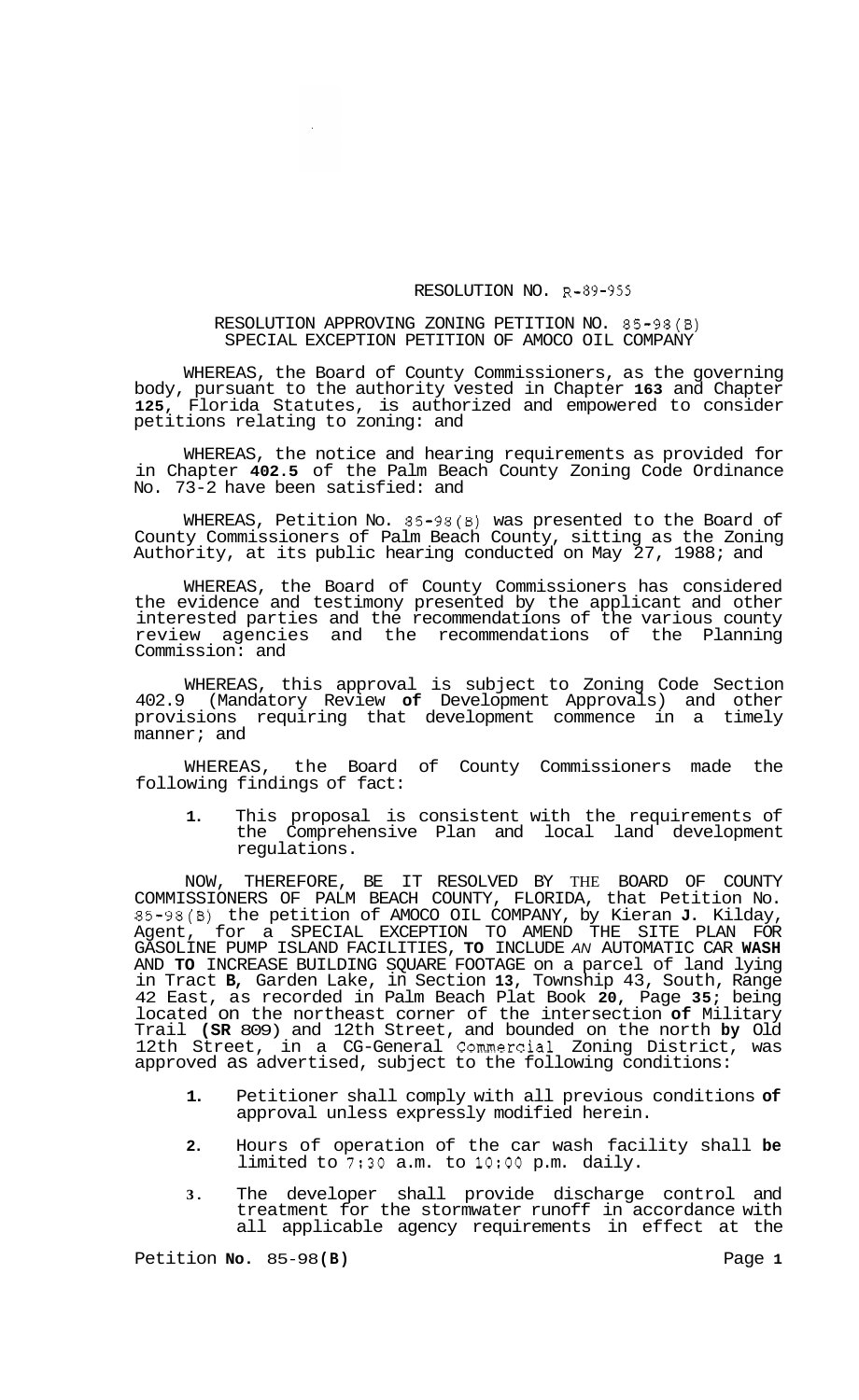# RESOLUTION NO. R-89-955

## RESOLUTION APPROVING ZONING PETITION NO. 85-98(B) SPECIAL EXCEPTION PETITION OF AMOCO OIL COMPANY

WHEREAS, the Board of County Commissioners, as the governing body, pursuant to the authority vested in Chapter **163** and Chapter **125**, Florida Statutes, is authorized and empowered to consider petitions relating to zoning: and

WHEREAS, the notice and hearing requirements as provided for in Chapter **402.5** of the Palm Beach County Zoning Code Ordinance No. 73-2 have been satisfied: and

WHEREAS, Petition No. 85-98(B) was presented to the Board of County Commissioners of Palm Beach County, sitting as the Zoning Authority, at its public hearing conducted on May 27, 1988; and

WHEREAS, the Board of County Commissioners has considered the evidence and testimony presented by the applicant and other interested parties and the recommendations of the various county review agencies and the recommendations of the Planning Commission: and

WHEREAS, this approval is subject to Zoning Code Section 402.9 (Mandatory Review **of** Development Approvals) and other provisions requiring that development commence in a timely manner; and

WHEREAS, the Board of County Commissioners made the following findings of fact:

1. This proposal is consistent with the requirements of the Comprehensive Plan and local land development regulations.

NOW, THEREFORE, BE IT RESOLVED BY THE BOARD OF COUNTY COMMISSIONERS OF PALM BEACH COUNTY, FLORIDA, that Petition No. 85-98(B) the petition of AMOCO OIL COMPANY, by Kieran **J**. Kilday, Agent, for a SPECIAL EXCEPTION TO AMEND THE SITE PLAN FOR GASOLINE PUMP ISLAND FACILITIES, **TO** INCLUDE *AN* AUTOMATIC CAR **WASH** AND **TO** INCREASE BUILDING SQUARE FOOTAGE on a parcel of land lying in Tract **B**, Garden Lake, in Section **13**, Township 43, South, Range 42 East, as recorded in Palm Beach Plat Book **20**, Page **35**; being located on the northeast corner of the intersection **of** Military Trail **(SR** 809) and 12th Street, and bounded on the north **by** Old 12th Street, in a CG-General Commercial Zoning District, was approved as advertised, subject to the following conditions:

1. Petitioner shall comply with all previous conditions **of** approval unless expressly modified herein.

2. Hours of operation of the car wash facility shall **be** limited to 7:30 a.m. to 10:00 p.m. daily.

3. The developer shall provide discharge control and treatment for the stormwater runoff in accordance with all applicable agency requirements in effect at the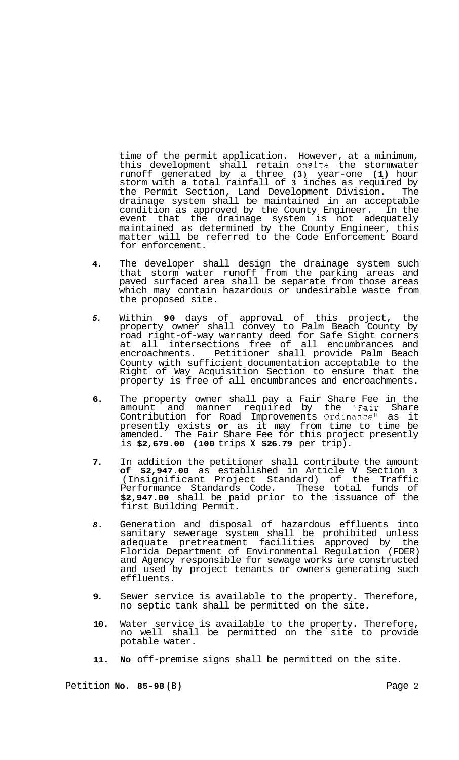time of the permit application. However, at a minimum, this development shall retain onsite the stormwater runoff generated by a three **(3)** year-one **(1)** hour storm with a total rainfall of **3** inches as required by the Permit Section, Land Development Division. The drainage system shall be maintained in an acceptable condition as approved by the County Engineer. In the event that the drainage system is not adequately maintained as determined by the County Engineer, this matter will be referred to the Code Enforcement Board for enforcement.

**4.** The developer shall design the drainage system such that storm water runoff from the parking areas and paved surfaced area shall be separate from those areas which may contain hazardous or undesirable waste from the proposed site.

*5.* Within **90** days of approval of this project, the property owner shall convey to Palm Beach County by road right-of-way warranty deed for Safe Sight corners at all intersections free of all encumbrances and encroachments. Petitioner shall provide Palm Beach County with sufficient documentation acceptable to the Right of Way Acquisition Section to ensure that the property is free of all encumbrances and encroachments.

**6.** The property owner shall pay a Fair Share Fee in the amount and manner required by the "Fair Share Contribution for Road Improvements Ordinance" as it presently exists **or** as it may from time to time be amended. The Fair Share Fee for this project presently is **$2,679.00 (100** trips **X $26.79** per trip).

**7.** In addition the petitioner shall contribute the amount **of $2,947.00** as established in Article **V** Section **3** (Insignificant Project Standard) of the Traffic Performance Standards Code. These total funds of **$2,947.00** shall be paid prior to the issuance of the first Building Permit.

*8.* Generation and disposal of hazardous effluents into sanitary sewerage system shall be prohibited unless adequate pretreatment facilities approved by the Florida Department of Environmental Regulation (FDER) and Agency responsible for sewage works are constructed and used by project tenants or owners generating such effluents.

**9.** Sewer service is available to the property. Therefore, no septic tank shall be permitted on the site.

**10.** Water service is available to the property. Therefore, no well shall be permitted on the site to provide potable water.

**11.** **No** off-premise signs shall be permitted on the site.

Petition **No. 85-98 (B)**